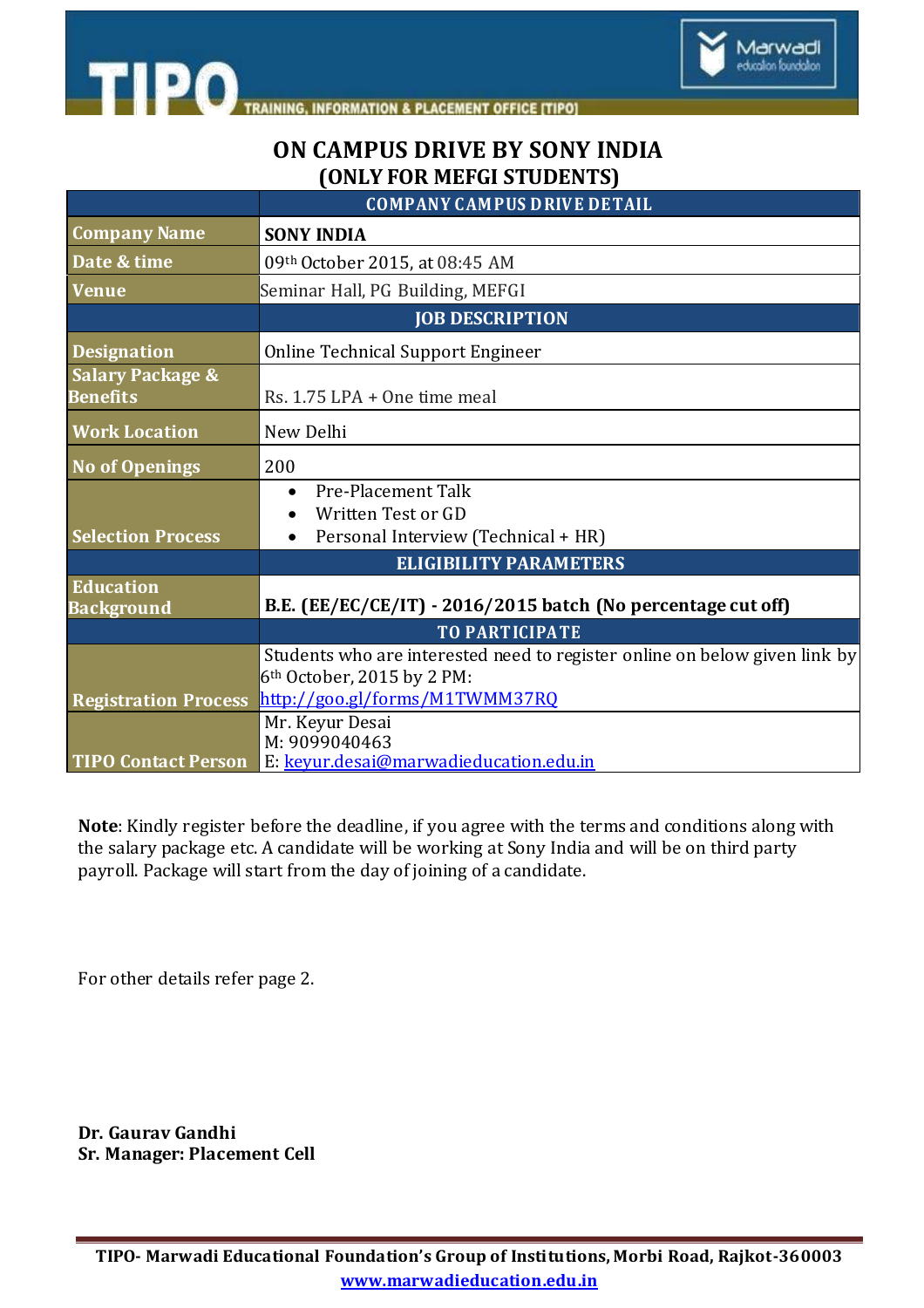# ON CAMPUS DRIVE BY SONY INDIA
## (ONLY FOR MEFGI STUDENTS)

| | COMPANY CAMPUS DRIVE DETAIL |
|---|---|
| **Company Name** | **SONY INDIA** |
| **Date & time** | 09th October 2015, at 08:45 AM |
| **Venue** | Seminar Hall, PG Building, MEFGI |
| | **JOB DESCRIPTION** |
| **Designation** | Online Technical Support Engineer |
| **Salary Package & Benefits** | Rs. 1.75 LPA + One time meal |
| **Work Location** | New Delhi |
| **No of Openings** | 200 |
| **Selection Process** | • Pre-Placement Talk<br>• Written Test or GD<br>• Personal Interview (Technical + HR) |
| | **ELIGIBILITY PARAMETERS** |
| **Education Background** | **B.E. (EE/EC/CE/IT) - 2016/2015 batch (No percentage cut off)** |
| | **TO PARTICIPATE** |
| **Registration Process** | Students who are interested need to register online on below given link by 6th October, 2015 by 2 PM:<br>http://goo.gl/forms/M1TWMM37RQ |
| **TIPO Contact Person** | Mr. Keyur Desai<br>M: 9099040463<br>E: keyur.desai@marwadieducation.edu.in |

**Note**: Kindly register before the deadline, if you agree with the terms and conditions along with the salary package etc. A candidate will be working at Sony India and will be on third party payroll. Package will start from the day of joining of a candidate.

For other details refer page 2.

**Dr. Gaurav Gandhi**
**Sr. Manager: Placement Cell**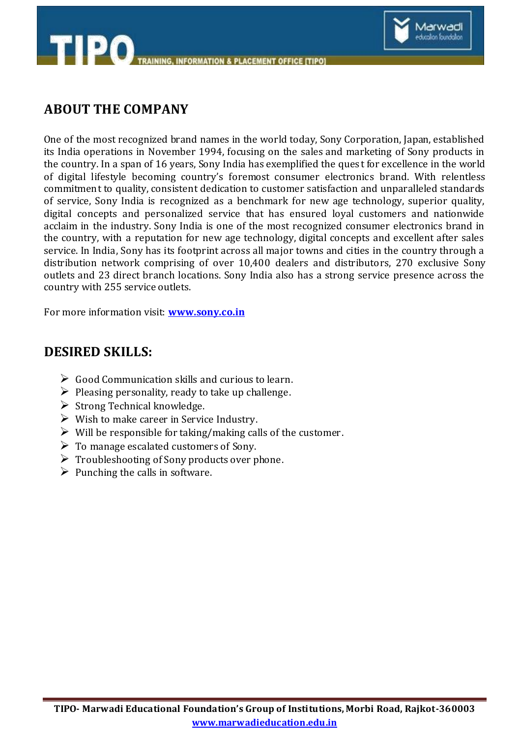## ABOUT THE COMPANY

One of the most recognized brand names in the world today, Sony Corporation, Japan, established its India operations in November 1994, focusing on the sales and marketing of Sony products in the country. In a span of 16 years, Sony India has exemplified the quest for excellence in the world of digital lifestyle becoming country's foremost consumer electronics brand. With relentless commitment to quality, consistent dedication to customer satisfaction and unparalleled standards of service, Sony India is recognized as a benchmark for new age technology, superior quality, digital concepts and personalized service that has ensured loyal customers and nationwide acclaim in the industry. Sony India is one of the most recognized consumer electronics brand in the country, with a reputation for new age technology, digital concepts and excellent after sales service. In India, Sony has its footprint across all major towns and cities in the country through a distribution network comprising of over 10,400 dealers and distributors, 270 exclusive Sony outlets and 23 direct branch locations. Sony India also has a strong service presence across the country with 255 service outlets.

For more information visit: **www.sony.co.in**

## DESIRED SKILLS:

- Good Communication skills and curious to learn.
- Pleasing personality, ready to take up challenge.
- Strong Technical knowledge.
- Wish to make career in Service Industry.
- Will be responsible for taking/making calls of the customer.
- To manage escalated customers of Sony.
- Troubleshooting of Sony products over phone.
- Punching the calls in software.